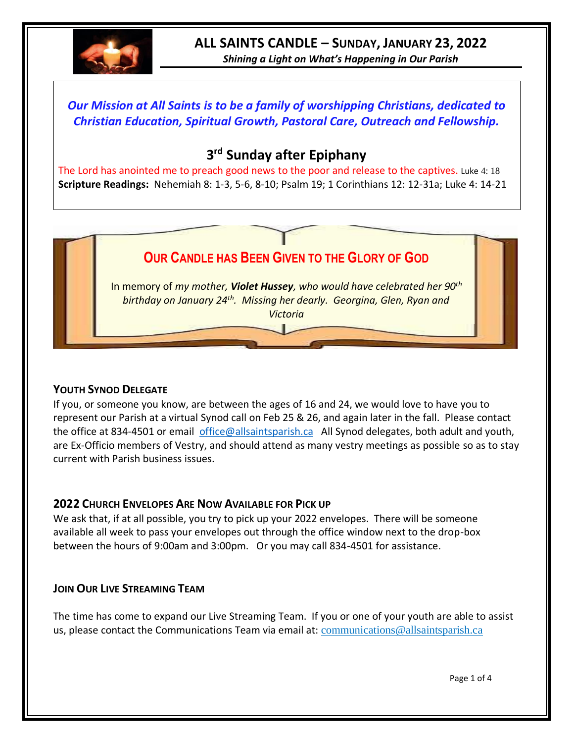# ALL SAINTS CANDLE – SUNDAY, JANUARY 23, 2022

*Shining a Light on What's Happening in Our Parish*

*Our Mission at All Saints is to be a family of worshipping Christians, dedicated to Christian Education, Spiritual Growth, Pastoral Care, Outreach and Fellowship.*

## 3rd Sunday after Epiphany

The Lord has anointed me to preach good news to the poor and release to the captives. Luke 4: 18

**Scripture Readings:** Nehemiah 8: 1-3, 5-6, 8-10; Psalm 19; 1 Corinthians 12: 12-31a; Luke 4: 14-21

## OUR CANDLE HAS BEEN GIVEN TO THE GLORY OF GOD

In memory of *my mother, **Violet Hussey**, who would have celebrated her 90th birthday on January 24th. Missing her dearly. Georgina, Glen, Ryan and Victoria*

### YOUTH SYNOD DELEGATE

If you, or someone you know, are between the ages of 16 and 24, we would love to have you to represent our Parish at a virtual Synod call on Feb 25 & 26, and again later in the fall. Please contact the office at 834-4501 or email office@allsaintsparish.ca All Synod delegates, both adult and youth, are Ex-Officio members of Vestry, and should attend as many vestry meetings as possible so as to stay current with Parish business issues.

### 2022 CHURCH ENVELOPES ARE NOW AVAILABLE FOR PICK UP

We ask that, if at all possible, you try to pick up your 2022 envelopes. There will be someone available all week to pass your envelopes out through the office window next to the drop-box between the hours of 9:00am and 3:00pm. Or you may call 834-4501 for assistance.

### JOIN OUR LIVE STREAMING TEAM

The time has come to expand our Live Streaming Team. If you or one of your youth are able to assist us, please contact the Communications Team via email at: communications@allsaintsparish.ca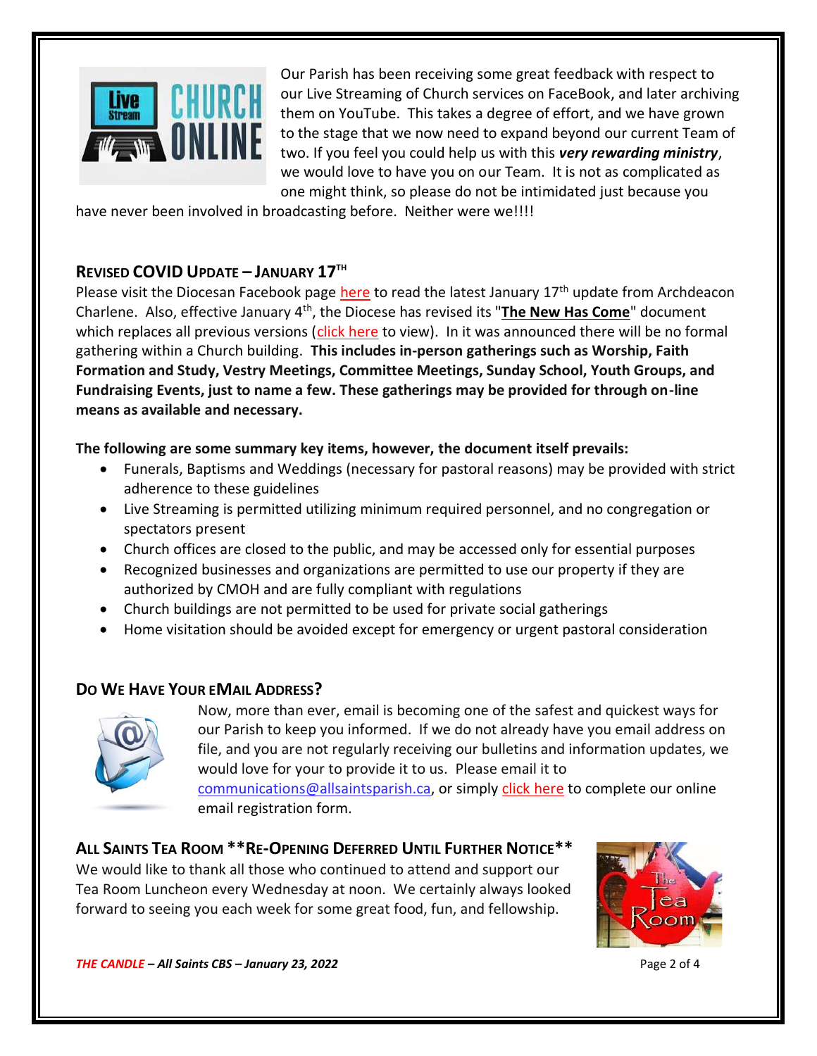Our Parish has been receiving some great feedback with respect to our Live Streaming of Church services on FaceBook, and later archiving them on YouTube. This takes a degree of effort, and we have grown to the stage that we now need to expand beyond our current Team of two. If you feel you could help us with this ***very rewarding ministry***, we would love to have you on our Team. It is not as complicated as one might think, so please do not be intimidated just because you have never been involved in broadcasting before. Neither were we!!!!

## REVISED COVID UPDATE – JANUARY 17TH

Please visit the Diocesan Facebook page here to read the latest January 17th update from Archdeacon Charlene. Also, effective January 4th, the Diocese has revised its "**The New Has Come**" document which replaces all previous versions (click here to view). In it was announced there will be no formal gathering within a Church building. **This includes in-person gatherings such as Worship, Faith Formation and Study, Vestry Meetings, Committee Meetings, Sunday School, Youth Groups, and Fundraising Events, just to name a few. These gatherings may be provided for through on-line means as available and necessary.**

**The following are some summary key items, however, the document itself prevails:**

- Funerals, Baptisms and Weddings (necessary for pastoral reasons) may be provided with strict adherence to these guidelines
- Live Streaming is permitted utilizing minimum required personnel, and no congregation or spectators present
- Church offices are closed to the public, and may be accessed only for essential purposes
- Recognized businesses and organizations are permitted to use our property if they are authorized by CMOH and are fully compliant with regulations
- Church buildings are not permitted to be used for private social gatherings
- Home visitation should be avoided except for emergency or urgent pastoral consideration

## DO WE HAVE YOUR EMAIL ADDRESS?

Now, more than ever, email is becoming one of the safest and quickest ways for our Parish to keep you informed. If we do not already have you email address on file, and you are not regularly receiving our bulletins and information updates, we would love for your to provide it to us. Please email it to communications@allsaintsparish.ca, or simply click here to complete our online email registration form.

## ALL SAINTS TEA ROOM **RE-OPENING DEFERRED UNTIL FURTHER NOTICE**

We would like to thank all those who continued to attend and support our Tea Room Luncheon every Wednesday at noon. We certainly always looked forward to seeing you each week for some great food, fun, and fellowship.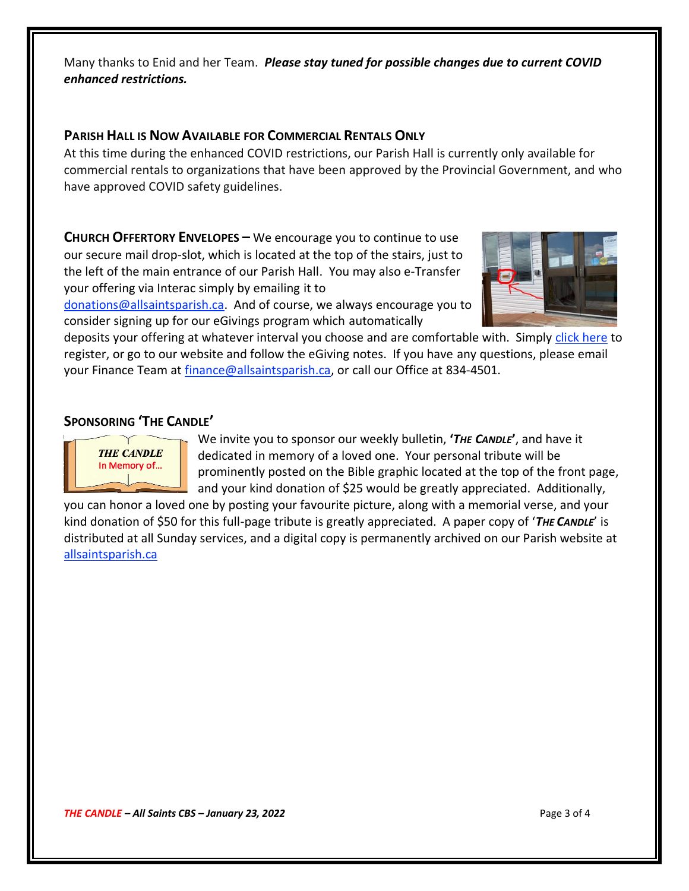Many thanks to Enid and her Team. ***Please stay tuned for possible changes due to current COVID enhanced restrictions.***

## PARISH HALL IS NOW AVAILABLE FOR COMMERCIAL RENTALS ONLY

At this time during the enhanced COVID restrictions, our Parish Hall is currently only available for commercial rentals to organizations that have been approved by the Provincial Government, and who have approved COVID safety guidelines.

**CHURCH OFFERTORY ENVELOPES –** We encourage you to continue to use our secure mail drop-slot, which is located at the top of the stairs, just to the left of the main entrance of our Parish Hall. You may also e-Transfer your offering via Interac simply by emailing it to donations@allsaintsparish.ca. And of course, we always encourage you to consider signing up for our eGivings program which automatically deposits your offering at whatever interval you choose and are comfortable with. Simply click here to register, or go to our website and follow the eGiving notes. If you have any questions, please email your Finance Team at finance@allsaintsparish.ca, or call our Office at 834-4501.

## SPONSORING 'THE CANDLE'

We invite you to sponsor our weekly bulletin, **'*THE CANDLE*'**, and have it dedicated in memory of a loved one. Your personal tribute will be prominently posted on the Bible graphic located at the top of the front page, and your kind donation of $25 would be greatly appreciated. Additionally, you can honor a loved one by posting your favourite picture, along with a memorial verse, and your kind donation of $50 for this full-page tribute is greatly appreciated. A paper copy of '***THE CANDLE***' is distributed at all Sunday services, and a digital copy is permanently archived on our Parish website at allsaintsparish.ca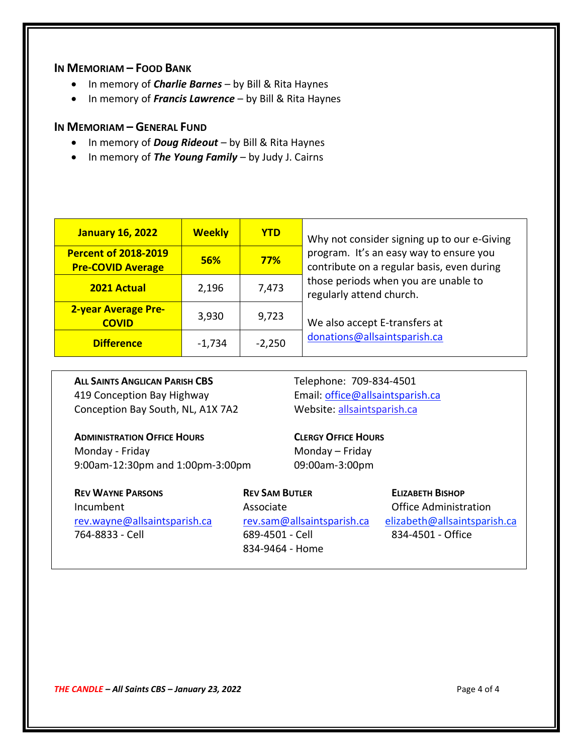## In Memoriam – Food Bank

- In memory of ***Charlie Barnes*** – by Bill & Rita Haynes
- In memory of ***Francis Lawrence*** – by Bill & Rita Haynes

## In Memoriam – General Fund

- In memory of ***Doug Rideout*** – by Bill & Rita Haynes
- In memory of ***The Young Family*** – by Judy J. Cairns

| January 16, 2022 | Weekly | YTD |
|---|---|---|
| **Percent of 2018-2019 Pre-COVID Average** | **56%** | **77%** |
| **2021 Actual** | 2,196 | 7,473 |
| **2-year Average Pre-COVID** | 3,930 | 9,723 |
| **Difference** | -1,734 | -2,250 |

Why not consider signing up to our e-Giving program. It's an easy way to ensure you contribute on a regular basis, even during those periods when you are unable to regularly attend church.

We also accept E-transfers at donations@allsaintsparish.ca

**All Saints Anglican Parish CBS**
419 Conception Bay Highway
Conception Bay South, NL, A1X 7A2

Telephone: 709-834-4501
Email: office@allsaintsparish.ca
Website: allsaintsparish.ca

**Administration Office Hours**
Monday - Friday
9:00am-12:30pm and 1:00pm-3:00pm

**Clergy Office Hours**
Monday – Friday
09:00am-3:00pm

**Rev Wayne Parsons**
Incumbent
rev.wayne@allsaintsparish.ca
764-8833 - Cell

**Rev Sam Butler**
Associate
rev.sam@allsaintsparish.ca
689-4501 - Cell
834-9464 - Home

**Elizabeth Bishop**
Office Administration
elizabeth@allsaintsparish.ca
834-4501 - Office